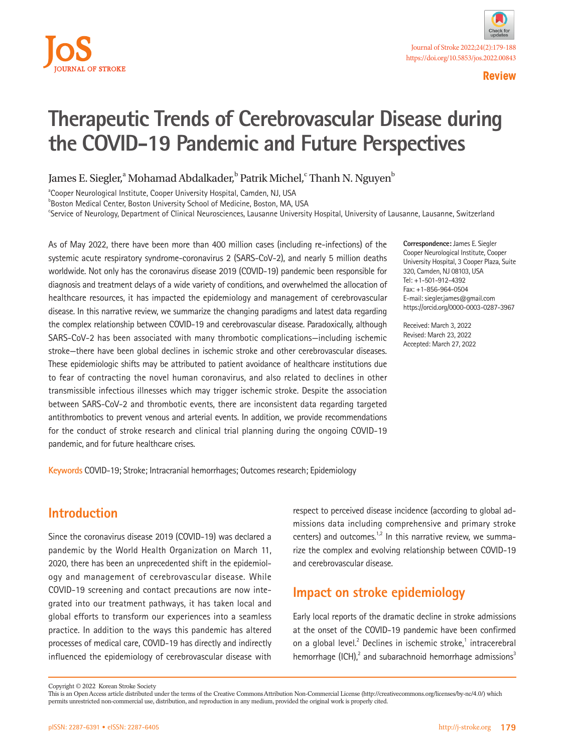Review

# Therapeutic Trends of Cerebrovascular Disease during the COVID-19 Pandemic and Future Perspectives

James E. Siegler,[a] Mohamad Abdalkader,[b] Patrik Michel,[c] Thanh N. Nguyen[b]

[a]Cooper Neurological Institute, Cooper University Hospital, Camden, NJ, USA
[b]Boston Medical Center, Boston University School of Medicine, Boston, MA, USA
[c]Service of Neurology, Department of Clinical Neurosciences, Lausanne University Hospital, University of Lausanne, Lausanne, Switzerland

As of May 2022, there have been more than 400 million cases (including re-infections) of the systemic acute respiratory syndrome-coronavirus 2 (SARS-CoV-2), and nearly 5 million deaths worldwide. Not only has the coronavirus disease 2019 (COVID-19) pandemic been responsible for diagnosis and treatment delays of a wide variety of conditions, and overwhelmed the allocation of healthcare resources, it has impacted the epidemiology and management of cerebrovascular disease. In this narrative review, we summarize the changing paradigms and latest data regarding the complex relationship between COVID-19 and cerebrovascular disease. Paradoxically, although SARS-CoV-2 has been associated with many thrombotic complications—including ischemic stroke—there have been global declines in ischemic stroke and other cerebrovascular diseases. These epidemiologic shifts may be attributed to patient avoidance of healthcare institutions due to fear of contracting the novel human coronavirus, and also related to declines in other transmissible infectious illnesses which may trigger ischemic stroke. Despite the association between SARS-CoV-2 and thrombotic events, there are inconsistent data regarding targeted antithrombotics to prevent venous and arterial events. In addition, we provide recommendations for the conduct of stroke research and clinical trial planning during the ongoing COVID-19 pandemic, and for future healthcare crises.

**Correspondence:** James E. Siegler
Cooper Neurological Institute, Cooper University Hospital, 3 Cooper Plaza, Suite 320, Camden, NJ 08103, USA
Tel: +1-501-912-4392
Fax: +1-856-964-0504
E-mail: siegler.james@gmail.com
https://orcid.org/0000-0003-0287-3967

Received: March 3, 2022
Revised: March 23, 2022
Accepted: March 27, 2022

**Keywords** COVID-19; Stroke; Intracranial hemorrhages; Outcomes research; Epidemiology

## Introduction

Since the coronavirus disease 2019 (COVID-19) was declared a pandemic by the World Health Organization on March 11, 2020, there has been an unprecedented shift in the epidemiology and management of cerebrovascular disease. While COVID-19 screening and contact precautions are now integrated into our treatment pathways, it has taken local and global efforts to transform our experiences into a seamless practice. In addition to the ways this pandemic has altered processes of medical care, COVID-19 has directly and indirectly influenced the epidemiology of cerebrovascular disease with respect to perceived disease incidence (according to global admissions data including comprehensive and primary stroke centers) and outcomes.[1,2] In this narrative review, we summarize the complex and evolving relationship between COVID-19 and cerebrovascular disease.

## Impact on stroke epidemiology

Early local reports of the dramatic decline in stroke admissions at the onset of the COVID-19 pandemic have been confirmed on a global level.[2] Declines in ischemic stroke,[1] intracerebral hemorrhage (ICH),[2] and subarachnoid hemorrhage admissions[3]

Copyright © 2022 Korean Stroke Society
This is an Open Access article distributed under the terms of the Creative Commons Attribution Non-Commercial License (http://creativecommons.org/licenses/by-nc/4.0/) which permits unrestricted non-commercial use, distribution, and reproduction in any medium, provided the original work is properly cited.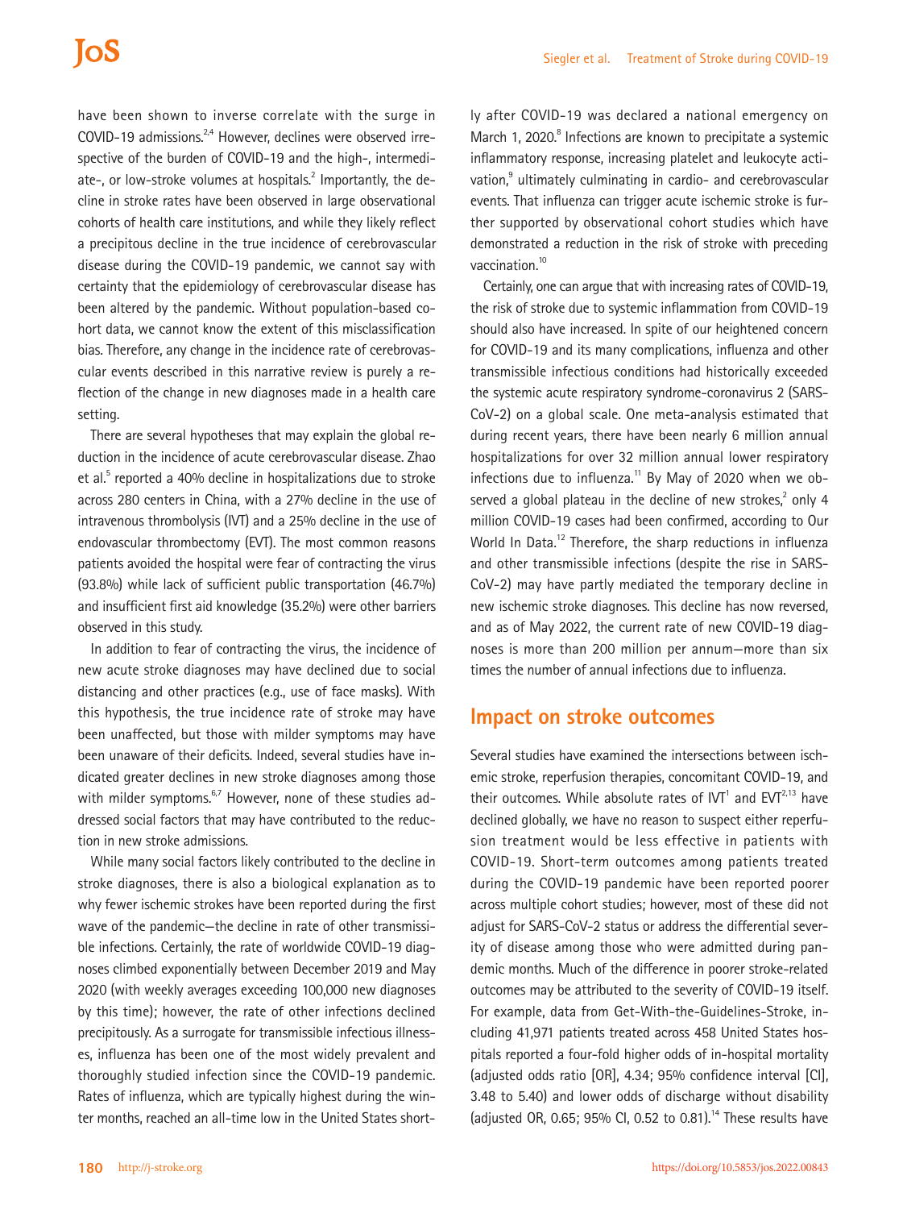have been shown to inverse correlate with the surge in COVID-19 admissions.[2,4] However, declines were observed irrespective of the burden of COVID-19 and the high-, intermediate-, or low-stroke volumes at hospitals.[2] Importantly, the decline in stroke rates have been observed in large observational cohorts of health care institutions, and while they likely reflect a precipitous decline in the true incidence of cerebrovascular disease during the COVID-19 pandemic, we cannot say with certainty that the epidemiology of cerebrovascular disease has been altered by the pandemic. Without population-based cohort data, we cannot know the extent of this misclassification bias. Therefore, any change in the incidence rate of cerebrovascular events described in this narrative review is purely a reflection of the change in new diagnoses made in a health care setting.

There are several hypotheses that may explain the global reduction in the incidence of acute cerebrovascular disease. Zhao et al.[5] reported a 40% decline in hospitalizations due to stroke across 280 centers in China, with a 27% decline in the use of intravenous thrombolysis (IVT) and a 25% decline in the use of endovascular thrombectomy (EVT). The most common reasons patients avoided the hospital were fear of contracting the virus (93.8%) while lack of sufficient public transportation (46.7%) and insufficient first aid knowledge (35.2%) were other barriers observed in this study.

In addition to fear of contracting the virus, the incidence of new acute stroke diagnoses may have declined due to social distancing and other practices (e.g., use of face masks). With this hypothesis, the true incidence rate of stroke may have been unaffected, but those with milder symptoms may have been unaware of their deficits. Indeed, several studies have indicated greater declines in new stroke diagnoses among those with milder symptoms.[6,7] However, none of these studies addressed social factors that may have contributed to the reduction in new stroke admissions.

While many social factors likely contributed to the decline in stroke diagnoses, there is also a biological explanation as to why fewer ischemic strokes have been reported during the first wave of the pandemic—the decline in rate of other transmissible infections. Certainly, the rate of worldwide COVID-19 diagnoses climbed exponentially between December 2019 and May 2020 (with weekly averages exceeding 100,000 new diagnoses by this time); however, the rate of other infections declined precipitously. As a surrogate for transmissible infectious illnesses, influenza has been one of the most widely prevalent and thoroughly studied infection since the COVID-19 pandemic. Rates of influenza, which are typically highest during the winter months, reached an all-time low in the United States shortly after COVID-19 was declared a national emergency on March 1, 2020.[8] Infections are known to precipitate a systemic inflammatory response, increasing platelet and leukocyte activation,[9] ultimately culminating in cardio- and cerebrovascular events. That influenza can trigger acute ischemic stroke is further supported by observational cohort studies which have demonstrated a reduction in the risk of stroke with preceding vaccination.[10]

Certainly, one can argue that with increasing rates of COVID-19, the risk of stroke due to systemic inflammation from COVID-19 should also have increased. In spite of our heightened concern for COVID-19 and its many complications, influenza and other transmissible infectious conditions had historically exceeded the systemic acute respiratory syndrome-coronavirus 2 (SARS-CoV-2) on a global scale. One meta-analysis estimated that during recent years, there have been nearly 6 million annual hospitalizations for over 32 million annual lower respiratory infections due to influenza.[11] By May of 2020 when we observed a global plateau in the decline of new strokes,[2] only 4 million COVID-19 cases had been confirmed, according to Our World In Data.[12] Therefore, the sharp reductions in influenza and other transmissible infections (despite the rise in SARS-CoV-2) may have partly mediated the temporary decline in new ischemic stroke diagnoses. This decline has now reversed, and as of May 2022, the current rate of new COVID-19 diagnoses is more than 200 million per annum—more than six times the number of annual infections due to influenza.

## Impact on stroke outcomes

Several studies have examined the intersections between ischemic stroke, reperfusion therapies, concomitant COVID-19, and their outcomes. While absolute rates of IVT[1] and EVT[2,13] have declined globally, we have no reason to suspect either reperfusion treatment would be less effective in patients with COVID-19. Short-term outcomes among patients treated during the COVID-19 pandemic have been reported poorer across multiple cohort studies; however, most of these did not adjust for SARS-CoV-2 status or address the differential severity of disease among those who were admitted during pandemic months. Much of the difference in poorer stroke-related outcomes may be attributed to the severity of COVID-19 itself. For example, data from Get-With-the-Guidelines-Stroke, including 41,971 patients treated across 458 United States hospitals reported a four-fold higher odds of in-hospital mortality (adjusted odds ratio [OR], 4.34; 95% confidence interval [CI], 3.48 to 5.40) and lower odds of discharge without disability (adjusted OR, 0.65; 95% CI, 0.52 to 0.81).[14] These results have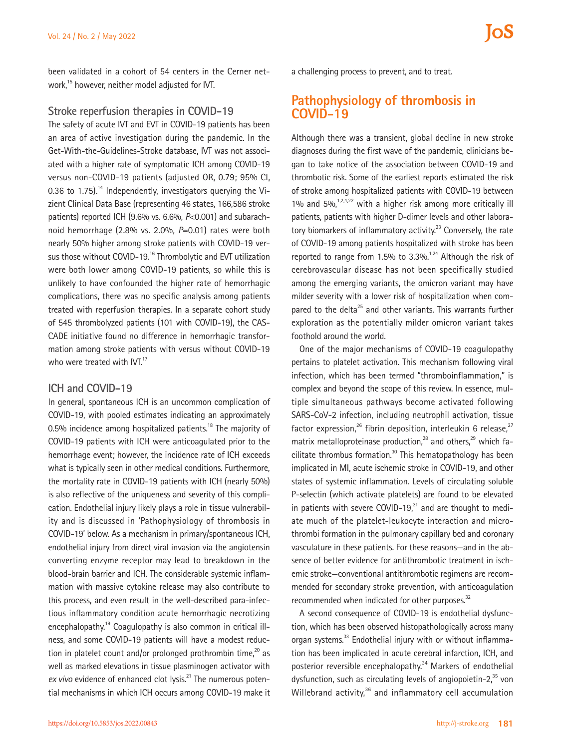been validated in a cohort of 54 centers in the Cerner network,[15] however, neither model adjusted for IVT.

### Stroke reperfusion therapies in COVID-19

The safety of acute IVT and EVT in COVID-19 patients has been an area of active investigation during the pandemic. In the Get-With-the-Guidelines-Stroke database, IVT was not associated with a higher rate of symptomatic ICH among COVID-19 versus non-COVID-19 patients (adjusted OR, 0.79; 95% CI, 0.36 to 1.75).[14] Independently, investigators querying the Vizient Clinical Data Base (representing 46 states, 166,586 stroke patients) reported ICH (9.6% vs. 6.6%, *P*<0.001) and subarachnoid hemorrhage (2.8% vs. 2.0%, *P*=0.01) rates were both nearly 50% higher among stroke patients with COVID-19 versus those without COVID-19.[16] Thrombolytic and EVT utilization were both lower among COVID-19 patients, so while this is unlikely to have confounded the higher rate of hemorrhagic complications, there was no specific analysis among patients treated with reperfusion therapies. In a separate cohort study of 545 thrombolyzed patients (101 with COVID-19), the CASCADE initiative found no difference in hemorrhagic transformation among stroke patients with versus without COVID-19 who were treated with IVT.[17]

### ICH and COVID-19

In general, spontaneous ICH is an uncommon complication of COVID-19, with pooled estimates indicating an approximately 0.5% incidence among hospitalized patients.[18] The majority of COVID-19 patients with ICH were anticoagulated prior to the hemorrhage event; however, the incidence rate of ICH exceeds what is typically seen in other medical conditions. Furthermore, the mortality rate in COVID-19 patients with ICH (nearly 50%) is also reflective of the uniqueness and severity of this complication. Endothelial injury likely plays a role in tissue vulnerability and is discussed in 'Pathophysiology of thrombosis in COVID-19' below. As a mechanism in primary/spontaneous ICH, endothelial injury from direct viral invasion via the angiotensin converting enzyme receptor may lead to breakdown in the blood-brain barrier and ICH. The considerable systemic inflammation with massive cytokine release may also contribute to this process, and even result in the well-described para-infectious inflammatory condition acute hemorrhagic necrotizing encephalopathy.[19] Coagulopathy is also common in critical illness, and some COVID-19 patients will have a modest reduction in platelet count and/or prolonged prothrombin time,[20] as well as marked elevations in tissue plasminogen activator with *ex vivo* evidence of enhanced clot lysis.[21] The numerous potential mechanisms in which ICH occurs among COVID-19 make it a challenging process to prevent, and to treat.

## Pathophysiology of thrombosis in COVID-19

Although there was a transient, global decline in new stroke diagnoses during the first wave of the pandemic, clinicians began to take notice of the association between COVID-19 and thrombotic risk. Some of the earliest reports estimated the risk of stroke among hospitalized patients with COVID-19 between 1% and 5%,[1,2,4,22] with a higher risk among more critically ill patients, patients with higher D-dimer levels and other laboratory biomarkers of inflammatory activity.[23] Conversely, the rate of COVID-19 among patients hospitalized with stroke has been reported to range from 1.5% to 3.3%.[1,24] Although the risk of cerebrovascular disease has not been specifically studied among the emerging variants, the omicron variant may have milder severity with a lower risk of hospitalization when compared to the delta[25] and other variants. This warrants further exploration as the potentially milder omicron variant takes foothold around the world.

One of the major mechanisms of COVID-19 coagulopathy pertains to platelet activation. This mechanism following viral infection, which has been termed "thromboinflammation," is complex and beyond the scope of this review. In essence, multiple simultaneous pathways become activated following SARS-CoV-2 infection, including neutrophil activation, tissue factor expression,[26] fibrin deposition, interleukin 6 release,[27] matrix metalloproteinase production,[28] and others,[29] which facilitate thrombus formation.[30] This hematopathology has been implicated in MI, acute ischemic stroke in COVID-19, and other states of systemic inflammation. Levels of circulating soluble P-selectin (which activate platelets) are found to be elevated in patients with severe COVID-19,[31] and are thought to mediate much of the platelet-leukocyte interaction and microthrombi formation in the pulmonary capillary bed and coronary vasculature in these patients. For these reasons—and in the absence of better evidence for antithrombotic treatment in ischemic stroke—conventional antithrombotic regimens are recommended for secondary stroke prevention, with anticoagulation recommended when indicated for other purposes.[32]

A second consequence of COVID-19 is endothelial dysfunction, which has been observed histopathologically across many organ systems.[33] Endothelial injury with or without inflammation has been implicated in acute cerebral infarction, ICH, and posterior reversible encephalopathy.[34] Markers of endothelial dysfunction, such as circulating levels of angiopoietin-2,[35] von Willebrand activity,[36] and inflammatory cell accumulation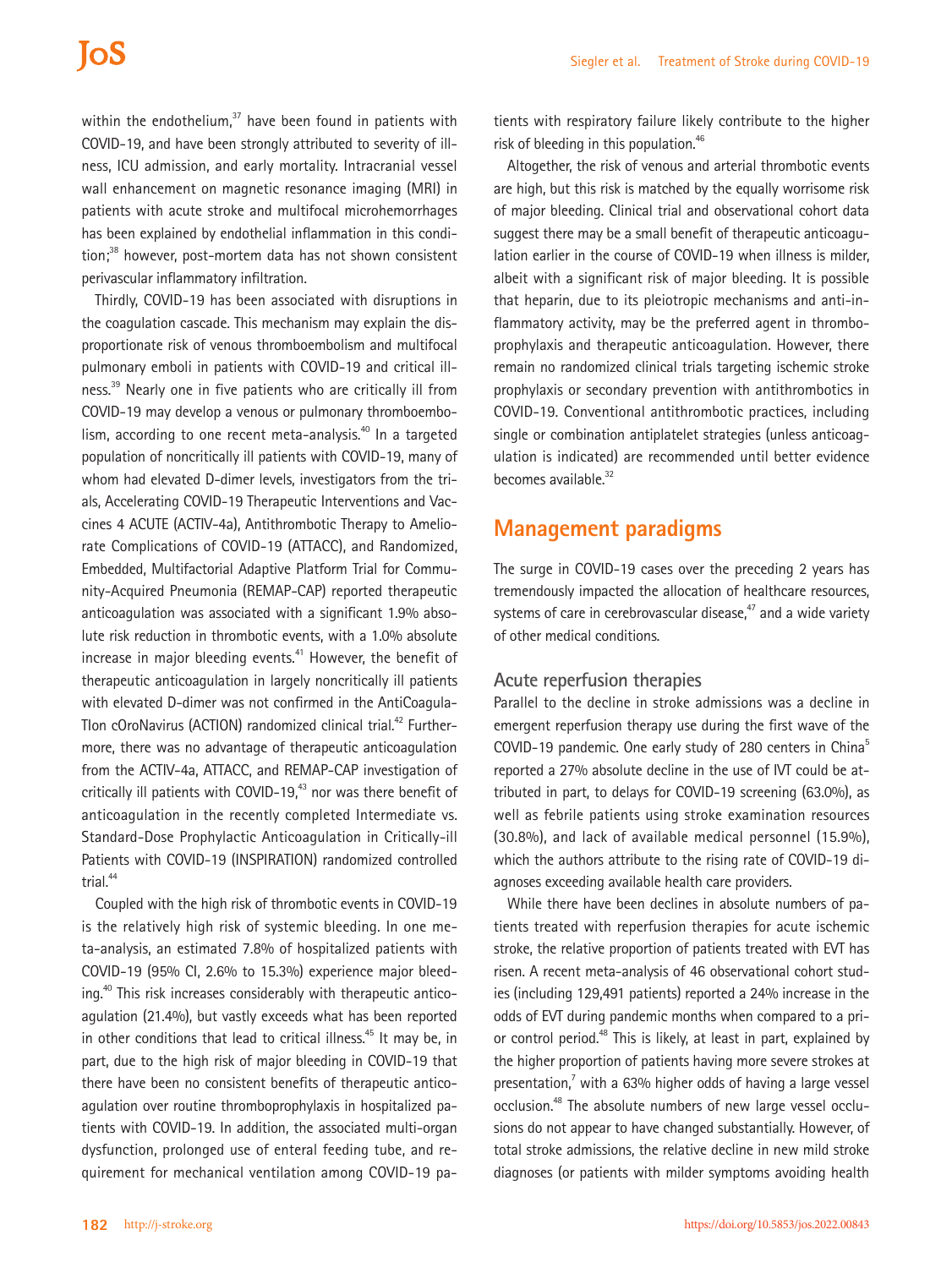within the endothelium,[37] have been found in patients with COVID-19, and have been strongly attributed to severity of illness, ICU admission, and early mortality. Intracranial vessel wall enhancement on magnetic resonance imaging (MRI) in patients with acute stroke and multifocal microhemorrhages has been explained by endothelial inflammation in this condition;[38] however, post-mortem data has not shown consistent perivascular inflammatory infiltration.

Thirdly, COVID-19 has been associated with disruptions in the coagulation cascade. This mechanism may explain the disproportionate risk of venous thromboembolism and multifocal pulmonary emboli in patients with COVID-19 and critical illness.[39] Nearly one in five patients who are critically ill from COVID-19 may develop a venous or pulmonary thromboembolism, according to one recent meta-analysis.[40] In a targeted population of noncritically ill patients with COVID-19, many of whom had elevated D-dimer levels, investigators from the trials, Accelerating COVID-19 Therapeutic Interventions and Vaccines 4 ACUTE (ACTIV-4a), Antithrombotic Therapy to Ameliorate Complications of COVID-19 (ATTACC), and Randomized, Embedded, Multifactorial Adaptive Platform Trial for Community-Acquired Pneumonia (REMAP-CAP) reported therapeutic anticoagulation was associated with a significant 1.9% absolute risk reduction in thrombotic events, with a 1.0% absolute increase in major bleeding events.[41] However, the benefit of therapeutic anticoagulation in largely noncritically ill patients with elevated D-dimer was not confirmed in the AntiCoagulaTIon cOroNavirus (ACTION) randomized clinical trial.[42] Furthermore, there was no advantage of therapeutic anticoagulation from the ACTIV-4a, ATTACC, and REMAP-CAP investigation of critically ill patients with COVID-19,[43] nor was there benefit of anticoagulation in the recently completed Intermediate vs. Standard-Dose Prophylactic Anticoagulation in Critically-ill Patients with COVID-19 (INSPIRATION) randomized controlled trial.[44]

Coupled with the high risk of thrombotic events in COVID-19 is the relatively high risk of systemic bleeding. In one meta-analysis, an estimated 7.8% of hospitalized patients with COVID-19 (95% CI, 2.6% to 15.3%) experience major bleeding.[40] This risk increases considerably with therapeutic anticoagulation (21.4%), but vastly exceeds what has been reported in other conditions that lead to critical illness.[45] It may be, in part, due to the high risk of major bleeding in COVID-19 that there have been no consistent benefits of therapeutic anticoagulation over routine thromboprophylaxis in hospitalized patients with COVID-19. In addition, the associated multi-organ dysfunction, prolonged use of enteral feeding tube, and requirement for mechanical ventilation among COVID-19 patients with respiratory failure likely contribute to the higher risk of bleeding in this population.[46]

Altogether, the risk of venous and arterial thrombotic events are high, but this risk is matched by the equally worrisome risk of major bleeding. Clinical trial and observational cohort data suggest there may be a small benefit of therapeutic anticoagulation earlier in the course of COVID-19 when illness is milder, albeit with a significant risk of major bleeding. It is possible that heparin, due to its pleiotropic mechanisms and anti-inflammatory activity, may be the preferred agent in thromboprophylaxis and therapeutic anticoagulation. However, there remain no randomized clinical trials targeting ischemic stroke prophylaxis or secondary prevention with antithrombotics in COVID-19. Conventional antithrombotic practices, including single or combination antiplatelet strategies (unless anticoagulation is indicated) are recommended until better evidence becomes available.[32]

## Management paradigms

The surge in COVID-19 cases over the preceding 2 years has tremendously impacted the allocation of healthcare resources, systems of care in cerebrovascular disease,[47] and a wide variety of other medical conditions.

### Acute reperfusion therapies

Parallel to the decline in stroke admissions was a decline in emergent reperfusion therapy use during the first wave of the COVID-19 pandemic. One early study of 280 centers in China[5] reported a 27% absolute decline in the use of IVT could be attributed in part, to delays for COVID-19 screening (63.0%), as well as febrile patients using stroke examination resources (30.8%), and lack of available medical personnel (15.9%), which the authors attribute to the rising rate of COVID-19 diagnoses exceeding available health care providers.

While there have been declines in absolute numbers of patients treated with reperfusion therapies for acute ischemic stroke, the relative proportion of patients treated with EVT has risen. A recent meta-analysis of 46 observational cohort studies (including 129,491 patients) reported a 24% increase in the odds of EVT during pandemic months when compared to a prior control period.[48] This is likely, at least in part, explained by the higher proportion of patients having more severe strokes at presentation,[7] with a 63% higher odds of having a large vessel occlusion.[48] The absolute numbers of new large vessel occlusions do not appear to have changed substantially. However, of total stroke admissions, the relative decline in new mild stroke diagnoses (or patients with milder symptoms avoiding health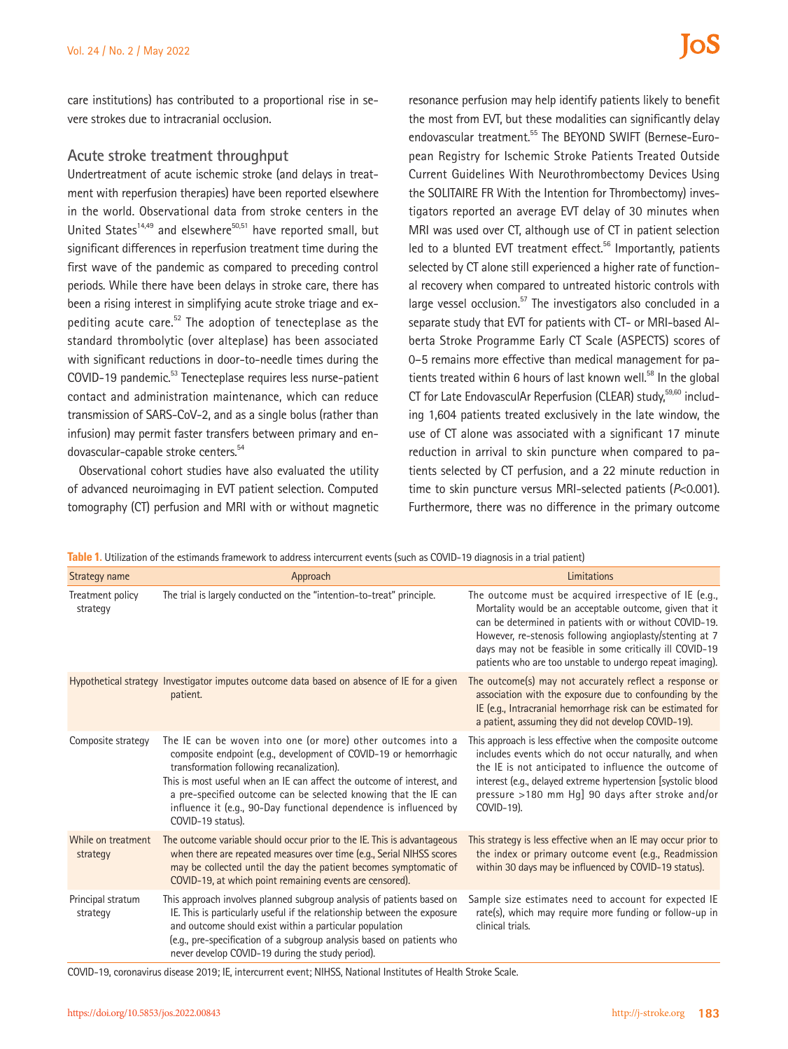care institutions) has contributed to a proportional rise in severe strokes due to intracranial occlusion.

## Acute stroke treatment throughput

Undertreatment of acute ischemic stroke (and delays in treatment with reperfusion therapies) have been reported elsewhere in the world. Observational data from stroke centers in the United States[14,49] and elsewhere[50,51] have reported small, but significant differences in reperfusion treatment time during the first wave of the pandemic as compared to preceding control periods. While there have been delays in stroke care, there has been a rising interest in simplifying acute stroke triage and expediting acute care.[52] The adoption of tenecteplase as the standard thrombolytic (over alteplase) has been associated with significant reductions in door-to-needle times during the COVID-19 pandemic.[53] Tenecteplase requires less nurse-patient contact and administration maintenance, which can reduce transmission of SARS-CoV-2, and as a single bolus (rather than infusion) may permit faster transfers between primary and endovascular-capable stroke centers.[54]

Observational cohort studies have also evaluated the utility of advanced neuroimaging in EVT patient selection. Computed tomography (CT) perfusion and MRI with or without magnetic resonance perfusion may help identify patients likely to benefit the most from EVT, but these modalities can significantly delay endovascular treatment.[55] The BEYOND SWIFT (Bernese-European Registry for Ischemic Stroke Patients Treated Outside Current Guidelines With Neurothrombectomy Devices Using the SOLITAIRE FR With the Intention for Thrombectomy) investigators reported an average EVT delay of 30 minutes when MRI was used over CT, although use of CT in patient selection led to a blunted EVT treatment effect.[56] Importantly, patients selected by CT alone still experienced a higher rate of functional recovery when compared to untreated historic controls with large vessel occlusion.[57] The investigators also concluded in a separate study that EVT for patients with CT- or MRI-based Alberta Stroke Programme Early CT Scale (ASPECTS) scores of 0–5 remains more effective than medical management for patients treated within 6 hours of last known well.[58] In the global CT for Late EndovasculAr Reperfusion (CLEAR) study,[59,60] including 1,604 patients treated exclusively in the late window, the use of CT alone was associated with a significant 17 minute reduction in arrival to skin puncture when compared to patients selected by CT perfusion, and a 22 minute reduction in time to skin puncture versus MRI-selected patients ($P$<0.001). Furthermore, there was no difference in the primary outcome

**Table 1.** Utilization of the estimands framework to address intercurrent events (such as COVID-19 diagnosis in a trial patient)

| Strategy name | Approach | Limitations |
|---|---|---|
| Treatment policy strategy | The trial is largely conducted on the "intention-to-treat" principle. | The outcome must be acquired irrespective of IE (e.g., Mortality would be an acceptable outcome, given that it can be determined in patients with or without COVID-19. However, re-stenosis following angioplasty/stenting at 7 days may not be feasible in some critically ill COVID-19 patients who are too unstable to undergo repeat imaging). |
| Hypothetical strategy | Investigator imputes outcome data based on absence of IE for a given patient. | The outcome(s) may not accurately reflect a response or association with the exposure due to confounding by the IE (e.g., Intracranial hemorrhage risk can be estimated for a patient, assuming they did not develop COVID-19). |
| Composite strategy | The IE can be woven into one (or more) other outcomes into a composite endpoint (e.g., development of COVID-19 or hemorrhagic transformation following recanalization). This is most useful when an IE can affect the outcome of interest, and a pre-specified outcome can be selected knowing that the IE can influence it (e.g., 90-Day functional dependence is influenced by COVID-19 status). | This approach is less effective when the composite outcome includes events which do not occur naturally, and when the IE is not anticipated to influence the outcome of interest (e.g., delayed extreme hypertension [systolic blood pressure >180 mm Hg] 90 days after stroke and/or COVID-19). |
| While on treatment strategy | The outcome variable should occur prior to the IE. This is advantageous when there are repeated measures over time (e.g., Serial NIHSS scores may be collected until the day the patient becomes symptomatic of COVID-19, at which point remaining events are censored). | This strategy is less effective when an IE may occur prior to the index or primary outcome event (e.g., Readmission within 30 days may be influenced by COVID-19 status). |
| Principal stratum strategy | This approach involves planned subgroup analysis of patients based on IE. This is particularly useful if the relationship between the exposure and outcome should exist within a particular population (e.g., pre-specification of a subgroup analysis based on patients who never develop COVID-19 during the study period). | Sample size estimates need to account for expected IE rate(s), which may require more funding or follow-up in clinical trials. |

COVID-19, coronavirus disease 2019; IE, intercurrent event; NIHSS, National Institutes of Health Stroke Scale.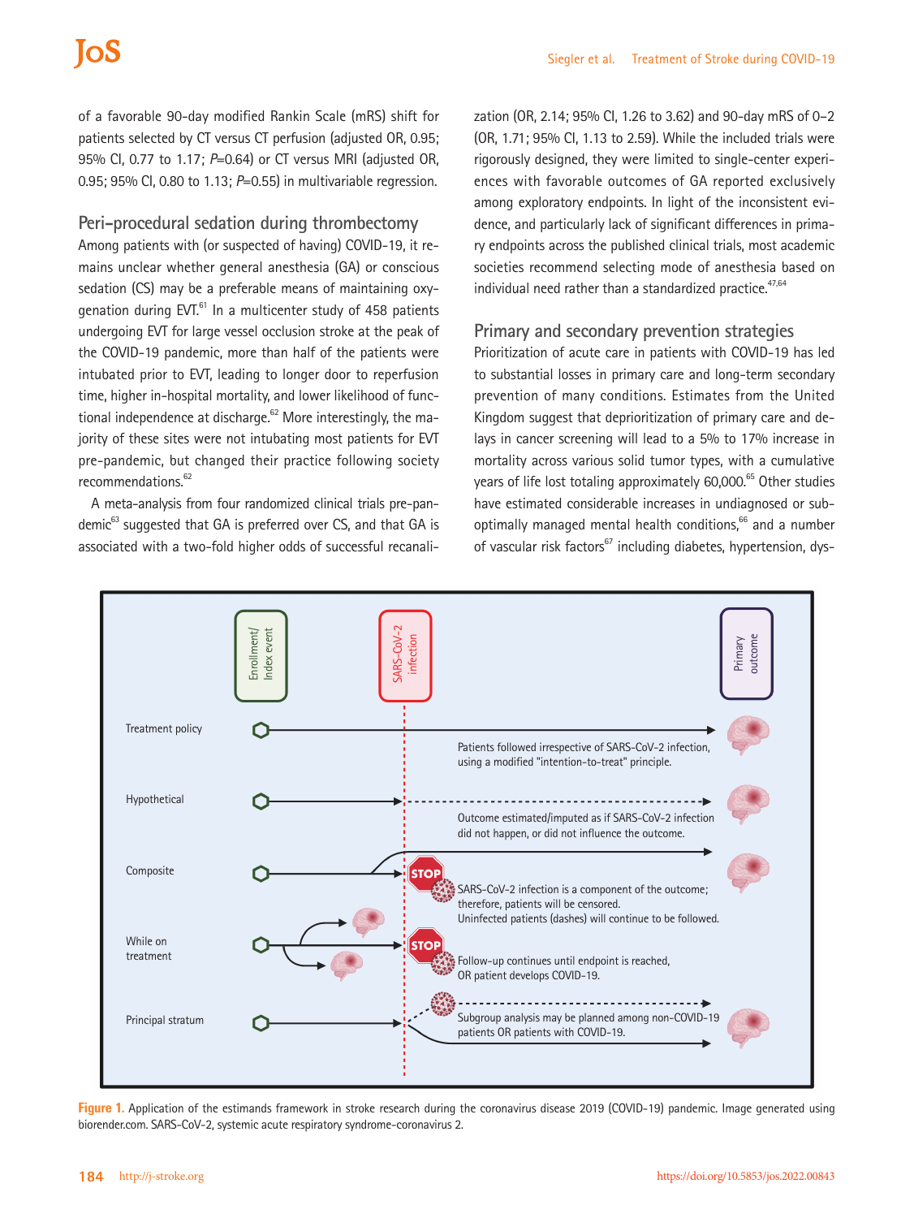of a favorable 90-day modified Rankin Scale (mRS) shift for patients selected by CT versus CT perfusion (adjusted OR, 0.95; 95% CI, 0.77 to 1.17; *P*=0.64) or CT versus MRI (adjusted OR, 0.95; 95% CI, 0.80 to 1.13; *P*=0.55) in multivariable regression.

## Peri-procedural sedation during thrombectomy

Among patients with (or suspected of having) COVID-19, it remains unclear whether general anesthesia (GA) or conscious sedation (CS) may be a preferable means of maintaining oxygenation during EVT.[61] In a multicenter study of 458 patients undergoing EVT for large vessel occlusion stroke at the peak of the COVID-19 pandemic, more than half of the patients were intubated prior to EVT, leading to longer door to reperfusion time, higher in-hospital mortality, and lower likelihood of functional independence at discharge.[62] More interestingly, the majority of these sites were not intubating most patients for EVT pre-pandemic, but changed their practice following society recommendations.[62]

A meta-analysis from four randomized clinical trials pre-pandemic[63] suggested that GA is preferred over CS, and that GA is associated with a two-fold higher odds of successful recanalization (OR, 2.14; 95% CI, 1.26 to 3.62) and 90-day mRS of 0–2 (OR, 1.71; 95% CI, 1.13 to 2.59). While the included trials were rigorously designed, they were limited to single-center experiences with favorable outcomes of GA reported exclusively among exploratory endpoints. In light of the inconsistent evidence, and particularly lack of significant differences in primary endpoints across the published clinical trials, most academic societies recommend selecting mode of anesthesia based on individual need rather than a standardized practice.[47,64]

## Primary and secondary prevention strategies

Prioritization of acute care in patients with COVID-19 has led to substantial losses in primary care and long-term secondary prevention of many conditions. Estimates from the United Kingdom suggest that deprioritization of primary care and delays in cancer screening will lead to a 5% to 17% increase in mortality across various solid tumor types, with a cumulative years of life lost totaling approximately 60,000.[65] Other studies have estimated considerable increases in undiagnosed or suboptimally managed mental health conditions,[66] and a number of vascular risk factors[67] including diabetes, hypertension, dys-

**Figure 1.** Application of the estimands framework in stroke research during the coronavirus disease 2019 (COVID-19) pandemic. Image generated using biorender.com. SARS-CoV-2, systemic acute respiratory syndrome-coronavirus 2.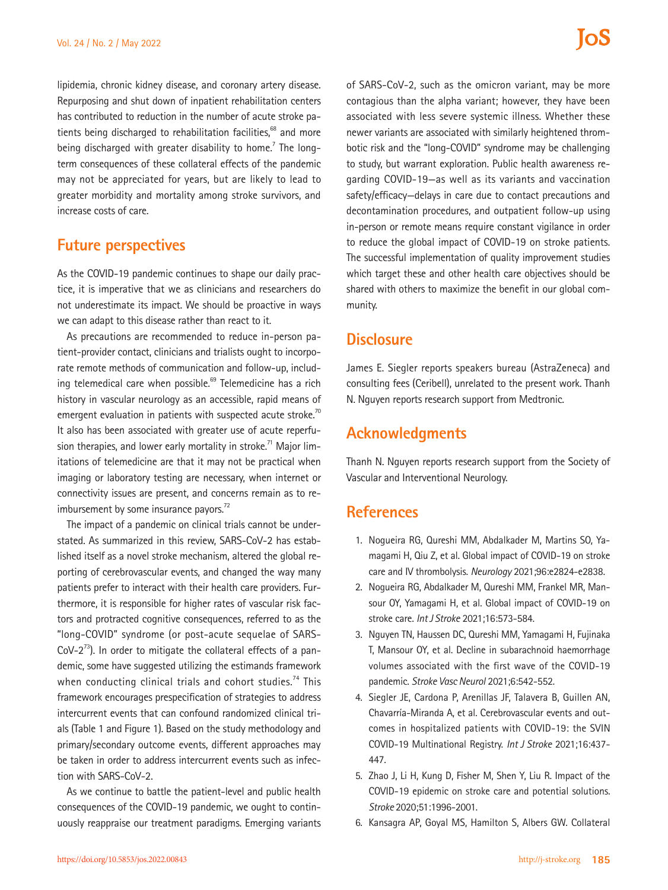lipidemia, chronic kidney disease, and coronary artery disease. Repurposing and shut down of inpatient rehabilitation centers has contributed to reduction in the number of acute stroke patients being discharged to rehabilitation facilities,[68] and more being discharged with greater disability to home.[7] The long-term consequences of these collateral effects of the pandemic may not be appreciated for years, but are likely to lead to greater morbidity and mortality among stroke survivors, and increase costs of care.

## Future perspectives

As the COVID-19 pandemic continues to shape our daily practice, it is imperative that we as clinicians and researchers do not underestimate its impact. We should be proactive in ways we can adapt to this disease rather than react to it.

As precautions are recommended to reduce in-person patient-provider contact, clinicians and trialists ought to incorporate remote methods of communication and follow-up, including telemedical care when possible.[69] Telemedicine has a rich history in vascular neurology as an accessible, rapid means of emergent evaluation in patients with suspected acute stroke.[70] It also has been associated with greater use of acute reperfusion therapies, and lower early mortality in stroke.[71] Major limitations of telemedicine are that it may not be practical when imaging or laboratory testing are necessary, when internet or connectivity issues are present, and concerns remain as to reimbursement by some insurance payors.[72]

The impact of a pandemic on clinical trials cannot be understated. As summarized in this review, SARS-CoV-2 has established itself as a novel stroke mechanism, altered the global reporting of cerebrovascular events, and changed the way many patients prefer to interact with their health care providers. Furthermore, it is responsible for higher rates of vascular risk factors and protracted cognitive consequences, referred to as the "long-COVID" syndrome (or post-acute sequelae of SARS-CoV-2[73]). In order to mitigate the collateral effects of a pandemic, some have suggested utilizing the estimands framework when conducting clinical trials and cohort studies.[74] This framework encourages prespecification of strategies to address intercurrent events that can confound randomized clinical trials (Table 1 and Figure 1). Based on the study methodology and primary/secondary outcome events, different approaches may be taken in order to address intercurrent events such as infection with SARS-CoV-2.

As we continue to battle the patient-level and public health consequences of the COVID-19 pandemic, we ought to continuously reappraise our treatment paradigms. Emerging variants of SARS-CoV-2, such as the omicron variant, may be more contagious than the alpha variant; however, they have been associated with less severe systemic illness. Whether these newer variants are associated with similarly heightened thrombotic risk and the "long-COVID" syndrome may be challenging to study, but warrant exploration. Public health awareness regarding COVID-19—as well as its variants and vaccination safety/efficacy—delays in care due to contact precautions and decontamination procedures, and outpatient follow-up using in-person or remote means require constant vigilance in order to reduce the global impact of COVID-19 on stroke patients. The successful implementation of quality improvement studies which target these and other health care objectives should be shared with others to maximize the benefit in our global community.

## Disclosure

James E. Siegler reports speakers bureau (AstraZeneca) and consulting fees (Ceribell), unrelated to the present work. Thanh N. Nguyen reports research support from Medtronic.

## Acknowledgments

Thanh N. Nguyen reports research support from the Society of Vascular and Interventional Neurology.

## References

1. Nogueira RG, Qureshi MM, Abdalkader M, Martins SO, Yamagami H, Qiu Z, et al. Global impact of COVID-19 on stroke care and IV thrombolysis. *Neurology* 2021;96:e2824-e2838.
2. Nogueira RG, Abdalkader M, Qureshi MM, Frankel MR, Mansour OY, Yamagami H, et al. Global impact of COVID-19 on stroke care. *Int J Stroke* 2021;16:573-584.
3. Nguyen TN, Haussen DC, Qureshi MM, Yamagami H, Fujinaka T, Mansour OY, et al. Decline in subarachnoid haemorrhage volumes associated with the first wave of the COVID-19 pandemic. *Stroke Vasc Neurol* 2021;6:542-552.
4. Siegler JE, Cardona P, Arenillas JF, Talavera B, Guillen AN, Chavarría-Miranda A, et al. Cerebrovascular events and outcomes in hospitalized patients with COVID-19: the SVIN COVID-19 Multinational Registry. *Int J Stroke* 2021;16:437-447.
5. Zhao J, Li H, Kung D, Fisher M, Shen Y, Liu R. Impact of the COVID-19 epidemic on stroke care and potential solutions. *Stroke* 2020;51:1996-2001.
6. Kansagra AP, Goyal MS, Hamilton S, Albers GW. Collateral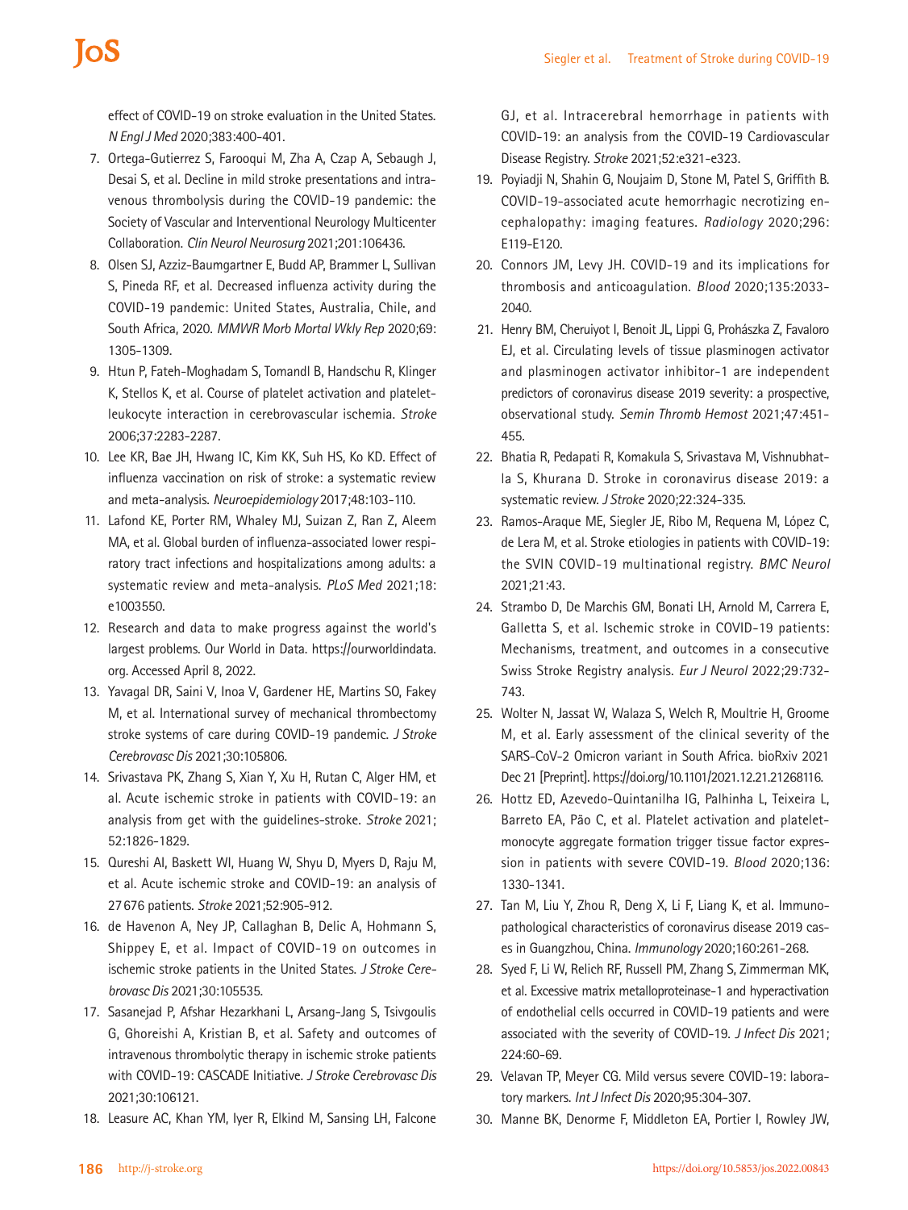effect of COVID-19 on stroke evaluation in the United States. *N Engl J Med* 2020;383:400-401.

7. Ortega-Gutierrez S, Farooqui M, Zha A, Czap A, Sebaugh J, Desai S, et al. Decline in mild stroke presentations and intravenous thrombolysis during the COVID-19 pandemic: the Society of Vascular and Interventional Neurology Multicenter Collaboration. *Clin Neurol Neurosurg* 2021;201:106436.
8. Olsen SJ, Azziz-Baumgartner E, Budd AP, Brammer L, Sullivan S, Pineda RF, et al. Decreased influenza activity during the COVID-19 pandemic: United States, Australia, Chile, and South Africa, 2020. *MMWR Morb Mortal Wkly Rep* 2020;69: 1305-1309.
9. Htun P, Fateh-Moghadam S, Tomandl B, Handschu R, Klinger K, Stellos K, et al. Course of platelet activation and platelet-leukocyte interaction in cerebrovascular ischemia. *Stroke* 2006;37:2283-2287.
10. Lee KR, Bae JH, Hwang IC, Kim KK, Suh HS, Ko KD. Effect of influenza vaccination on risk of stroke: a systematic review and meta-analysis. *Neuroepidemiology* 2017;48:103-110.
11. Lafond KE, Porter RM, Whaley MJ, Suizan Z, Ran Z, Aleem MA, et al. Global burden of influenza-associated lower respiratory tract infections and hospitalizations among adults: a systematic review and meta-analysis. *PLoS Med* 2021;18: e1003550.
12. Research and data to make progress against the world's largest problems. Our World in Data. https://ourworldindata.org. Accessed April 8, 2022.
13. Yavagal DR, Saini V, Inoa V, Gardener HE, Martins SO, Fakey M, et al. International survey of mechanical thrombectomy stroke systems of care during COVID-19 pandemic. *J Stroke Cerebrovasc Dis* 2021;30:105806.
14. Srivastava PK, Zhang S, Xian Y, Xu H, Rutan C, Alger HM, et al. Acute ischemic stroke in patients with COVID-19: an analysis from get with the guidelines-stroke. *Stroke* 2021; 52:1826-1829.
15. Qureshi AI, Baskett WI, Huang W, Shyu D, Myers D, Raju M, et al. Acute ischemic stroke and COVID-19: an analysis of 27 676 patients. *Stroke* 2021;52:905-912.
16. de Havenon A, Ney JP, Callaghan B, Delic A, Hohmann S, Shippey E, et al. Impact of COVID-19 on outcomes in ischemic stroke patients in the United States. *J Stroke Cerebrovasc Dis* 2021;30:105535.
17. Sasanejad P, Afshar Hezarkhani L, Arsang-Jang S, Tsivgoulis G, Ghoreishi A, Kristian B, et al. Safety and outcomes of intravenous thrombolytic therapy in ischemic stroke patients with COVID-19: CASCADE Initiative. *J Stroke Cerebrovasc Dis* 2021;30:106121.
18. Leasure AC, Khan YM, Iyer R, Elkind M, Sansing LH, Falcone GJ, et al. Intracerebral hemorrhage in patients with COVID-19: an analysis from the COVID-19 Cardiovascular Disease Registry. *Stroke* 2021;52:e321-e323.
19. Poyiadji N, Shahin G, Noujaim D, Stone M, Patel S, Griffith B. COVID-19-associated acute hemorrhagic necrotizing encephalopathy: imaging features. *Radiology* 2020;296: E119-E120.
20. Connors JM, Levy JH. COVID-19 and its implications for thrombosis and anticoagulation. *Blood* 2020;135:2033-2040.
21. Henry BM, Cheruiyot I, Benoit JL, Lippi G, Prohászka Z, Favaloro EJ, et al. Circulating levels of tissue plasminogen activator and plasminogen activator inhibitor-1 are independent predictors of coronavirus disease 2019 severity: a prospective, observational study. *Semin Thromb Hemost* 2021;47:451-455.
22. Bhatia R, Pedapati R, Komakula S, Srivastava M, Vishnubhatla S, Khurana D. Stroke in coronavirus disease 2019: a systematic review. *J Stroke* 2020;22:324-335.
23. Ramos-Araque ME, Siegler JE, Ribo M, Requena M, López C, de Lera M, et al. Stroke etiologies in patients with COVID-19: the SVIN COVID-19 multinational registry. *BMC Neurol* 2021;21:43.
24. Strambo D, De Marchis GM, Bonati LH, Arnold M, Carrera E, Galletta S, et al. Ischemic stroke in COVID-19 patients: Mechanisms, treatment, and outcomes in a consecutive Swiss Stroke Registry analysis. *Eur J Neurol* 2022;29:732-743.
25. Wolter N, Jassat W, Walaza S, Welch R, Moultrie H, Groome M, et al. Early assessment of the clinical severity of the SARS-CoV-2 Omicron variant in South Africa. bioRxiv 2021 Dec 21 [Preprint]. https://doi.org/10.1101/2021.12.21.21268116.
26. Hottz ED, Azevedo-Quintanilha IG, Palhinha L, Teixeira L, Barreto EA, Pão C, et al. Platelet activation and platelet-monocyte aggregate formation trigger tissue factor expression in patients with severe COVID-19. *Blood* 2020;136: 1330-1341.
27. Tan M, Liu Y, Zhou R, Deng X, Li F, Liang K, et al. Immunopathological characteristics of coronavirus disease 2019 cases in Guangzhou, China. *Immunology* 2020;160:261-268.
28. Syed F, Li W, Relich RF, Russell PM, Zhang S, Zimmerman MK, et al. Excessive matrix metalloproteinase-1 and hyperactivation of endothelial cells occurred in COVID-19 patients and were associated with the severity of COVID-19. *J Infect Dis* 2021; 224:60-69.
29. Velavan TP, Meyer CG. Mild versus severe COVID-19: laboratory markers. *Int J Infect Dis* 2020;95:304-307.
30. Manne BK, Denorme F, Middleton EA, Portier I, Rowley JW,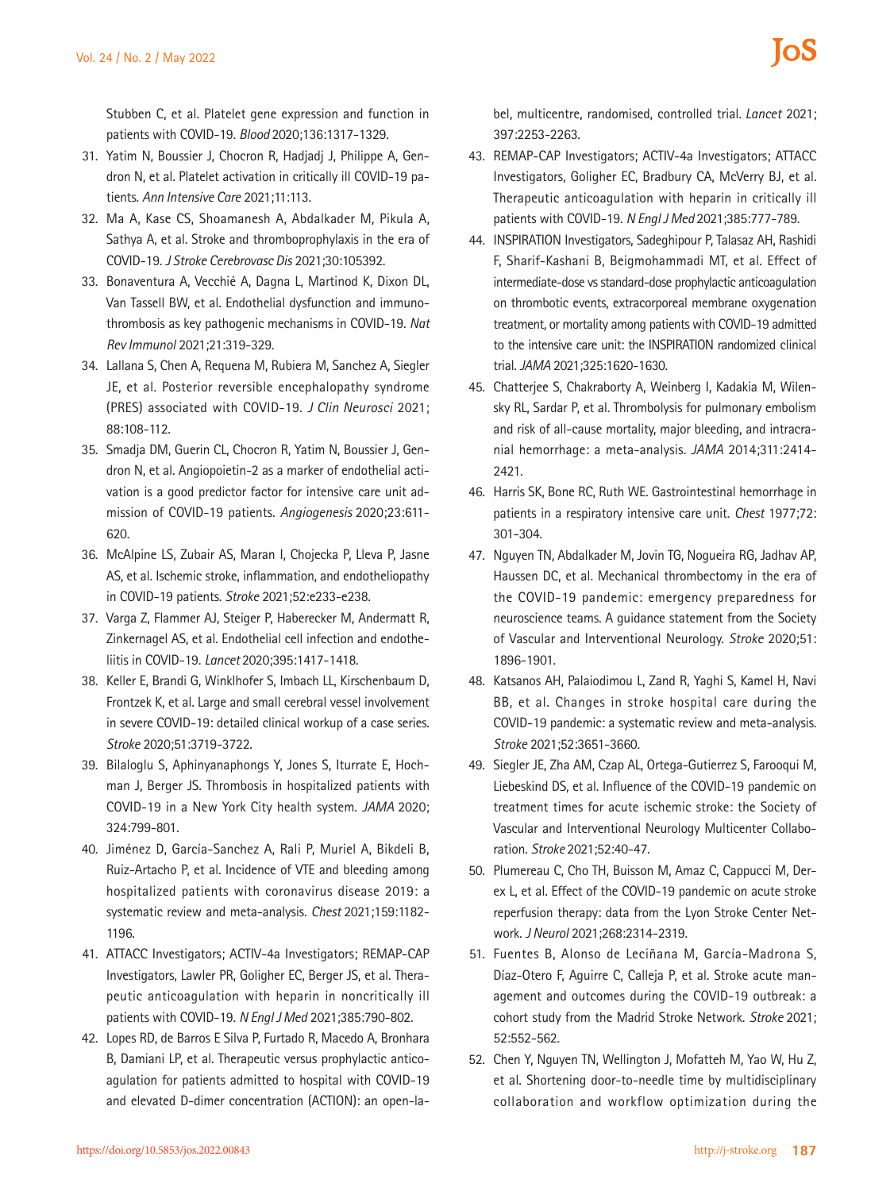Stubben C, et al. Platelet gene expression and function in patients with COVID-19. *Blood* 2020;136:1317-1329.

31. Yatim N, Boussier J, Chocron R, Hadjadj J, Philippe A, Gendron N, et al. Platelet activation in critically ill COVID-19 patients. *Ann Intensive Care* 2021;11:113.
32. Ma A, Kase CS, Shoamanesh A, Abdalkader M, Pikula A, Sathya A, et al. Stroke and thromboprophylaxis in the era of COVID-19. *J Stroke Cerebrovasc Dis* 2021;30:105392.
33. Bonaventura A, Vecchié A, Dagna L, Martinod K, Dixon DL, Van Tassell BW, et al. Endothelial dysfunction and immunothrombosis as key pathogenic mechanisms in COVID-19. *Nat Rev Immunol* 2021;21:319-329.
34. Lallana S, Chen A, Requena M, Rubiera M, Sanchez A, Siegler JE, et al. Posterior reversible encephalopathy syndrome (PRES) associated with COVID-19. *J Clin Neurosci* 2021;88:108-112.
35. Smadja DM, Guerin CL, Chocron R, Yatim N, Boussier J, Gendron N, et al. Angiopoietin-2 as a marker of endothelial activation is a good predictor factor for intensive care unit admission of COVID-19 patients. *Angiogenesis* 2020;23:611-620.
36. McAlpine LS, Zubair AS, Maran I, Chojecka P, Lleva P, Jasne AS, et al. Ischemic stroke, inflammation, and endotheliopathy in COVID-19 patients. *Stroke* 2021;52:e233-e238.
37. Varga Z, Flammer AJ, Steiger P, Haberecker M, Andermatt R, Zinkernagel AS, et al. Endothelial cell infection and endotheliitis in COVID-19. *Lancet* 2020;395:1417-1418.
38. Keller E, Brandi G, Winklhofer S, Imbach LL, Kirschenbaum D, Frontzek K, et al. Large and small cerebral vessel involvement in severe COVID-19: detailed clinical workup of a case series. *Stroke* 2020;51:3719-3722.
39. Bilaloglu S, Aphinyanaphongs Y, Jones S, Iturrate E, Hochman J, Berger JS. Thrombosis in hospitalized patients with COVID-19 in a New York City health system. *JAMA* 2020;324:799-801.
40. Jiménez D, García-Sanchez A, Rali P, Muriel A, Bikdeli B, Ruiz-Artacho P, et al. Incidence of VTE and bleeding among hospitalized patients with coronavirus disease 2019: a systematic review and meta-analysis. *Chest* 2021;159:1182-1196.
41. ATTACC Investigators; ACTIV-4a Investigators; REMAP-CAP Investigators, Lawler PR, Goligher EC, Berger JS, et al. Therapeutic anticoagulation with heparin in noncritically ill patients with COVID-19. *N Engl J Med* 2021;385:790-802.
42. Lopes RD, de Barros E Silva P, Furtado R, Macedo A, Bronhara B, Damiani LP, et al. Therapeutic versus prophylactic anticoagulation for patients admitted to hospital with COVID-19 and elevated D-dimer concentration (ACTION): an open-label, multicentre, randomised, controlled trial. *Lancet* 2021;397:2253-2263.
43. REMAP-CAP Investigators; ACTIV-4a Investigators; ATTACC Investigators, Goligher EC, Bradbury CA, McVerry BJ, et al. Therapeutic anticoagulation with heparin in critically ill patients with COVID-19. *N Engl J Med* 2021;385:777-789.
44. INSPIRATION Investigators, Sadeghipour P, Talasaz AH, Rashidi F, Sharif-Kashani B, Beigmohammadi MT, et al. Effect of intermediate-dose vs standard-dose prophylactic anticoagulation on thrombotic events, extracorporeal membrane oxygenation treatment, or mortality among patients with COVID-19 admitted to the intensive care unit: the INSPIRATION randomized clinical trial. *JAMA* 2021;325:1620-1630.
45. Chatterjee S, Chakraborty A, Weinberg I, Kadakia M, Wilensky RL, Sardar P, et al. Thrombolysis for pulmonary embolism and risk of all-cause mortality, major bleeding, and intracranial hemorrhage: a meta-analysis. *JAMA* 2014;311:2414-2421.
46. Harris SK, Bone RC, Ruth WE. Gastrointestinal hemorrhage in patients in a respiratory intensive care unit. *Chest* 1977;72:301-304.
47. Nguyen TN, Abdalkader M, Jovin TG, Nogueira RG, Jadhav AP, Haussen DC, et al. Mechanical thrombectomy in the era of the COVID-19 pandemic: emergency preparedness for neuroscience teams. A guidance statement from the Society of Vascular and Interventional Neurology. *Stroke* 2020;51:1896-1901.
48. Katsanos AH, Palaiodimou L, Zand R, Yaghi S, Kamel H, Navi BB, et al. Changes in stroke hospital care during the COVID-19 pandemic: a systematic review and meta-analysis. *Stroke* 2021;52:3651-3660.
49. Siegler JE, Zha AM, Czap AL, Ortega-Gutierrez S, Farooqui M, Liebeskind DS, et al. Influence of the COVID-19 pandemic on treatment times for acute ischemic stroke: the Society of Vascular and Interventional Neurology Multicenter Collaboration. *Stroke* 2021;52:40-47.
50. Plumereau C, Cho TH, Buisson M, Amaz C, Cappucci M, Derex L, et al. Effect of the COVID-19 pandemic on acute stroke reperfusion therapy: data from the Lyon Stroke Center Network. *J Neurol* 2021;268:2314-2319.
51. Fuentes B, Alonso de Leciñana M, García-Madrona S, Díaz-Otero F, Aguirre C, Calleja P, et al. Stroke acute management and outcomes during the COVID-19 outbreak: a cohort study from the Madrid Stroke Network. *Stroke* 2021;52:552-562.
52. Chen Y, Nguyen TN, Wellington J, Mofatteh M, Yao W, Hu Z, et al. Shortening door-to-needle time by multidisciplinary collaboration and workflow optimization during the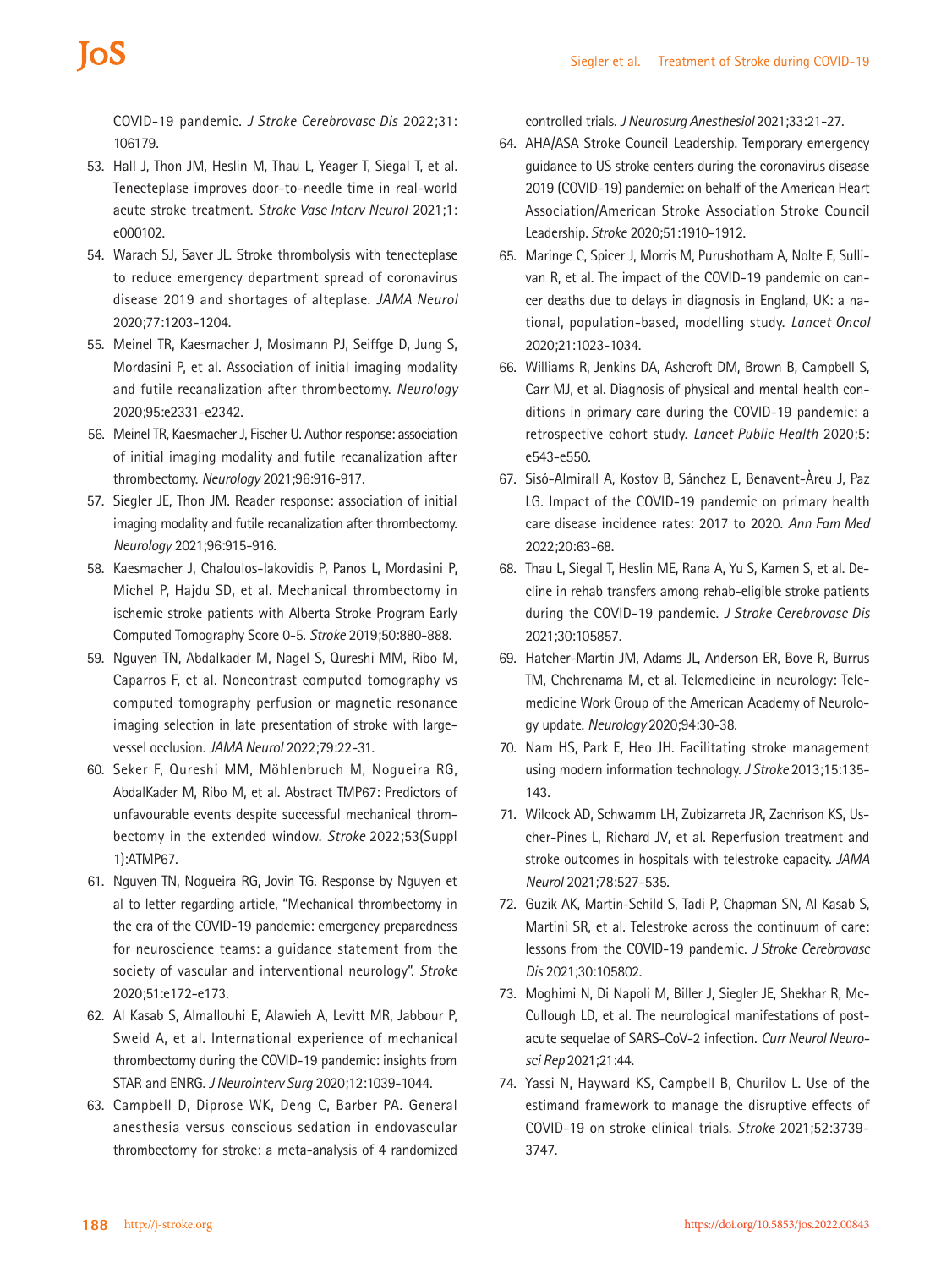COVID-19 pandemic. *J Stroke Cerebrovasc Dis* 2022;31:106179.

53. Hall J, Thon JM, Heslin M, Thau L, Yeager T, Siegal T, et al. Tenecteplase improves door-to-needle time in real-world acute stroke treatment. *Stroke Vasc Interv Neurol* 2021;1:e000102.
54. Warach SJ, Saver JL. Stroke thrombolysis with tenecteplase to reduce emergency department spread of coronavirus disease 2019 and shortages of alteplase. *JAMA Neurol* 2020;77:1203-1204.
55. Meinel TR, Kaesmacher J, Mosimann PJ, Seiffge D, Jung S, Mordasini P, et al. Association of initial imaging modality and futile recanalization after thrombectomy. *Neurology* 2020;95:e2331-e2342.
56. Meinel TR, Kaesmacher J, Fischer U. Author response: association of initial imaging modality and futile recanalization after thrombectomy. *Neurology* 2021;96:916-917.
57. Siegler JE, Thon JM. Reader response: association of initial imaging modality and futile recanalization after thrombectomy. *Neurology* 2021;96:915-916.
58. Kaesmacher J, Chaloulos-Iakovidis P, Panos L, Mordasini P, Michel P, Hajdu SD, et al. Mechanical thrombectomy in ischemic stroke patients with Alberta Stroke Program Early Computed Tomography Score 0-5. *Stroke* 2019;50:880-888.
59. Nguyen TN, Abdalkader M, Nagel S, Qureshi MM, Ribo M, Caparros F, et al. Noncontrast computed tomography vs computed tomography perfusion or magnetic resonance imaging selection in late presentation of stroke with large-vessel occlusion. *JAMA Neurol* 2022;79:22-31.
60. Seker F, Qureshi MM, Möhlenbruch M, Nogueira RG, AbdalKader M, Ribo M, et al. Abstract TMP67: Predictors of unfavourable events despite successful mechanical thrombectomy in the extended window. *Stroke* 2022;53(Suppl 1):ATMP67.
61. Nguyen TN, Nogueira RG, Jovin TG. Response by Nguyen et al to letter regarding article, "Mechanical thrombectomy in the era of the COVID-19 pandemic: emergency preparedness for neuroscience teams: a guidance statement from the society of vascular and interventional neurology". *Stroke* 2020;51:e172-e173.
62. Al Kasab S, Almallouhi E, Alawieh A, Levitt MR, Jabbour P, Sweid A, et al. International experience of mechanical thrombectomy during the COVID-19 pandemic: insights from STAR and ENRG. *J Neurointerv Surg* 2020;12:1039-1044.
63. Campbell D, Diprose WK, Deng C, Barber PA. General anesthesia versus conscious sedation in endovascular thrombectomy for stroke: a meta-analysis of 4 randomized controlled trials. *J Neurosurg Anesthesiol* 2021;33:21-27.
64. AHA/ASA Stroke Council Leadership. Temporary emergency guidance to US stroke centers during the coronavirus disease 2019 (COVID-19) pandemic: on behalf of the American Heart Association/American Stroke Association Stroke Council Leadership. *Stroke* 2020;51:1910-1912.
65. Maringe C, Spicer J, Morris M, Purushotham A, Nolte E, Sullivan R, et al. The impact of the COVID-19 pandemic on cancer deaths due to delays in diagnosis in England, UK: a national, population-based, modelling study. *Lancet Oncol* 2020;21:1023-1034.
66. Williams R, Jenkins DA, Ashcroft DM, Brown B, Campbell S, Carr MJ, et al. Diagnosis of physical and mental health conditions in primary care during the COVID-19 pandemic: a retrospective cohort study. *Lancet Public Health* 2020;5:e543-e550.
67. Sisó-Almirall A, Kostov B, Sánchez E, Benavent-Àreu J, Paz LG. Impact of the COVID-19 pandemic on primary health care disease incidence rates: 2017 to 2020. *Ann Fam Med* 2022;20:63-68.
68. Thau L, Siegal T, Heslin ME, Rana A, Yu S, Kamen S, et al. Decline in rehab transfers among rehab-eligible stroke patients during the COVID-19 pandemic. *J Stroke Cerebrovasc Dis* 2021;30:105857.
69. Hatcher-Martin JM, Adams JL, Anderson ER, Bove R, Burrus TM, Chehrenama M, et al. Telemedicine in neurology: Telemedicine Work Group of the American Academy of Neurology update. *Neurology* 2020;94:30-38.
70. Nam HS, Park E, Heo JH. Facilitating stroke management using modern information technology. *J Stroke* 2013;15:135-143.
71. Wilcock AD, Schwamm LH, Zubizarreta JR, Zachrison KS, Uscher-Pines L, Richard JV, et al. Reperfusion treatment and stroke outcomes in hospitals with telestroke capacity. *JAMA Neurol* 2021;78:527-535.
72. Guzik AK, Martin-Schild S, Tadi P, Chapman SN, Al Kasab S, Martini SR, et al. Telestroke across the continuum of care: lessons from the COVID-19 pandemic. *J Stroke Cerebrovasc Dis* 2021;30:105802.
73. Moghimi N, Di Napoli M, Biller J, Siegler JE, Shekhar R, McCullough LD, et al. The neurological manifestations of post-acute sequelae of SARS-CoV-2 infection. *Curr Neurol Neurosci Rep* 2021;21:44.
74. Yassi N, Hayward KS, Campbell B, Churilov L. Use of the estimand framework to manage the disruptive effects of COVID-19 on stroke clinical trials. *Stroke* 2021;52:3739-3747.